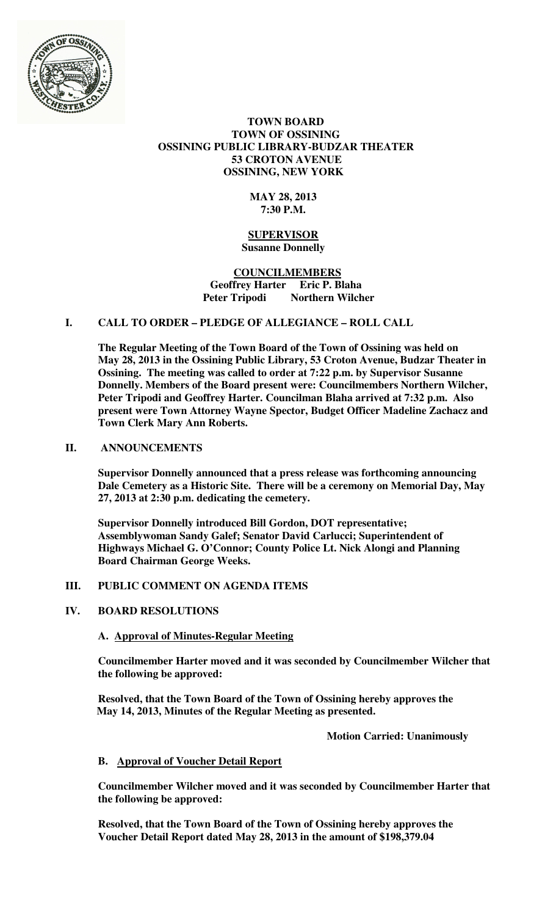**TOWN BOARD**
**TOWN OF OSSINING**
**OSSINING PUBLIC LIBRARY-BUDZAR THEATER**
**53 CROTON AVENUE**
**OSSINING, NEW YORK**

**MAY 28, 2013**
**7:30 P.M.**

**SUPERVISOR**
**Susanne Donnelly**

**COUNCILMEMBERS**
**Geoffrey Harter Eric P. Blaha**
**Peter Tripodi Northern Wilcher**

## I. CALL TO ORDER – PLEDGE OF ALLEGIANCE – ROLL CALL

**The Regular Meeting of the Town Board of the Town of Ossining was held on May 28, 2013 in the Ossining Public Library, 53 Croton Avenue, Budzar Theater in Ossining. The meeting was called to order at 7:22 p.m. by Supervisor Susanne Donnelly. Members of the Board present were: Councilmembers Northern Wilcher, Peter Tripodi and Geoffrey Harter. Councilman Blaha arrived at 7:32 p.m. Also present were Town Attorney Wayne Spector, Budget Officer Madeline Zachacz and Town Clerk Mary Ann Roberts.**

## II. ANNOUNCEMENTS

**Supervisor Donnelly announced that a press release was forthcoming announcing Dale Cemetery as a Historic Site. There will be a ceremony on Memorial Day, May 27, 2013 at 2:30 p.m. dedicating the cemetery.**

**Supervisor Donnelly introduced Bill Gordon, DOT representative; Assemblywoman Sandy Galef; Senator David Carlucci; Superintendent of Highways Michael G. O'Connor; County Police Lt. Nick Alongi and Planning Board Chairman George Weeks.**

## III. PUBLIC COMMENT ON AGENDA ITEMS

## IV. BOARD RESOLUTIONS

**A. Approval of Minutes-Regular Meeting**

**Councilmember Harter moved and it was seconded by Councilmember Wilcher that the following be approved:**

**Resolved, that the Town Board of the Town of Ossining hereby approves the May 14, 2013, Minutes of the Regular Meeting as presented.**

**Motion Carried: Unanimously**

**B. Approval of Voucher Detail Report**

**Councilmember Wilcher moved and it was seconded by Councilmember Harter that the following be approved:**

**Resolved, that the Town Board of the Town of Ossining hereby approves the Voucher Detail Report dated May 28, 2013 in the amount of $198,379.04**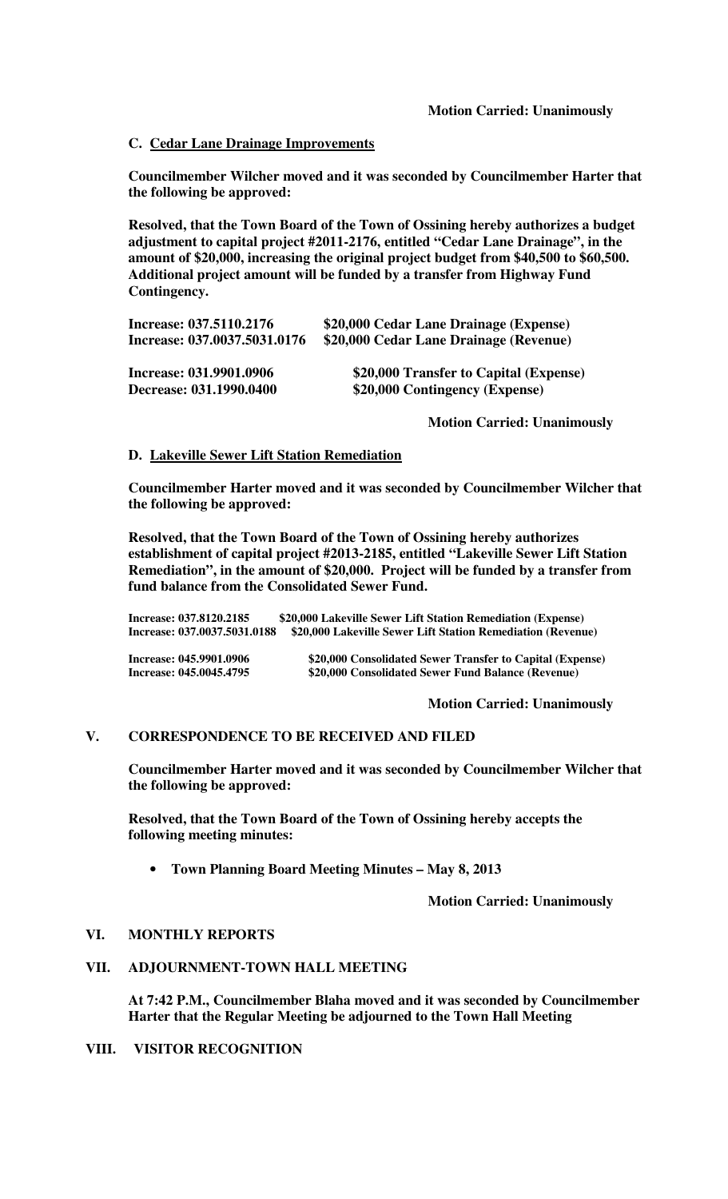**Motion Carried: Unanimously**

**C. Cedar Lane Drainage Improvements**

**Councilmember Wilcher moved and it was seconded by Councilmember Harter that the following be approved:**

**Resolved, that the Town Board of the Town of Ossining hereby authorizes a budget adjustment to capital project #2011-2176, entitled "Cedar Lane Drainage", in the amount of $20,000, increasing the original project budget from $40,500 to $60,500. Additional project amount will be funded by a transfer from Highway Fund Contingency.**

**Increase: 037.5110.2176 $20,000 Cedar Lane Drainage (Expense)**
**Increase: 037.0037.5031.0176 $20,000 Cedar Lane Drainage (Revenue)**

**Increase: 031.9901.0906 $20,000 Transfer to Capital (Expense)**
**Decrease: 031.1990.0400 $20,000 Contingency (Expense)**

**Motion Carried: Unanimously**

**D. Lakeville Sewer Lift Station Remediation**

**Councilmember Harter moved and it was seconded by Councilmember Wilcher that the following be approved:**

**Resolved, that the Town Board of the Town of Ossining hereby authorizes establishment of capital project #2013-2185, entitled "Lakeville Sewer Lift Station Remediation", in the amount of $20,000. Project will be funded by a transfer from fund balance from the Consolidated Sewer Fund.**

**Increase: 037.8120.2185 $20,000 Lakeville Sewer Lift Station Remediation (Expense)**
**Increase: 037.0037.5031.0188 $20,000 Lakeville Sewer Lift Station Remediation (Revenue)**

**Increase: 045.9901.0906 $20,000 Consolidated Sewer Transfer to Capital (Expense)**
**Increase: 045.0045.4795 $20,000 Consolidated Sewer Fund Balance (Revenue)**

**Motion Carried: Unanimously**

## V. CORRESPONDENCE TO BE RECEIVED AND FILED

**Councilmember Harter moved and it was seconded by Councilmember Wilcher that the following be approved:**

**Resolved, that the Town Board of the Town of Ossining hereby accepts the following meeting minutes:**

- **Town Planning Board Meeting Minutes – May 8, 2013**

**Motion Carried: Unanimously**

## VI. MONTHLY REPORTS

## VII. ADJOURNMENT-TOWN HALL MEETING

**At 7:42 P.M., Councilmember Blaha moved and it was seconded by Councilmember Harter that the Regular Meeting be adjourned to the Town Hall Meeting**

## VIII. VISITOR RECOGNITION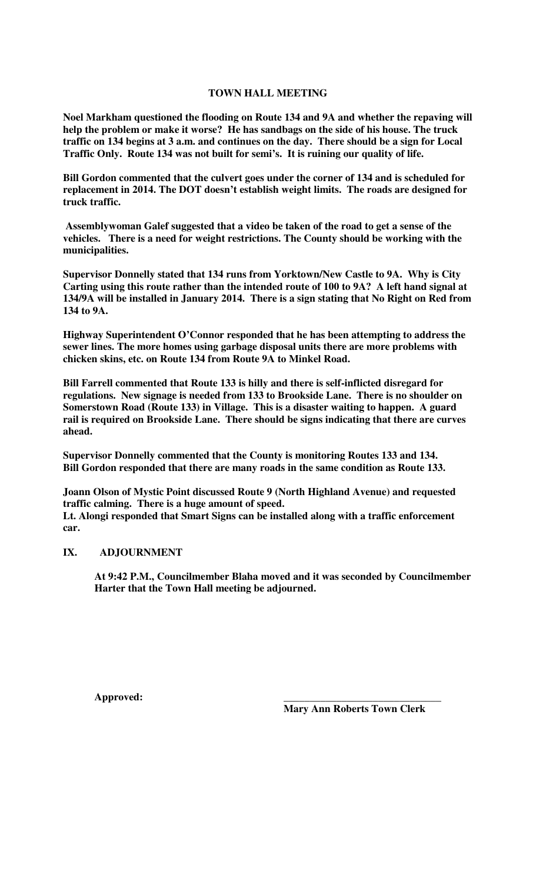**TOWN HALL MEETING**

**Noel Markham questioned the flooding on Route 134 and 9A and whether the repaving will help the problem or make it worse? He has sandbags on the side of his house. The truck traffic on 134 begins at 3 a.m. and continues on the day. There should be a sign for Local Traffic Only. Route 134 was not built for semi's. It is ruining our quality of life.**

**Bill Gordon commented that the culvert goes under the corner of 134 and is scheduled for replacement in 2014. The DOT doesn't establish weight limits. The roads are designed for truck traffic.**

**Assemblywoman Galef suggested that a video be taken of the road to get a sense of the vehicles. There is a need for weight restrictions. The County should be working with the municipalities.**

**Supervisor Donnelly stated that 134 runs from Yorktown/New Castle to 9A. Why is City Carting using this route rather than the intended route of 100 to 9A? A left hand signal at 134/9A will be installed in January 2014. There is a sign stating that No Right on Red from 134 to 9A.**

**Highway Superintendent O'Connor responded that he has been attempting to address the sewer lines. The more homes using garbage disposal units there are more problems with chicken skins, etc. on Route 134 from Route 9A to Minkel Road.**

**Bill Farrell commented that Route 133 is hilly and there is self-inflicted disregard for regulations. New signage is needed from 133 to Brookside Lane. There is no shoulder on Somerstown Road (Route 133) in Village. This is a disaster waiting to happen. A guard rail is required on Brookside Lane. There should be signs indicating that there are curves ahead.**

**Supervisor Donnelly commented that the County is monitoring Routes 133 and 134.**
**Bill Gordon responded that there are many roads in the same condition as Route 133.**

**Joann Olson of Mystic Point discussed Route 9 (North Highland Avenue) and requested traffic calming. There is a huge amount of speed.**
**Lt. Alongi responded that Smart Signs can be installed along with a traffic enforcement car.**

## IX. ADJOURNMENT

**At 9:42 P.M., Councilmember Blaha moved and it was seconded by Councilmember Harter that the Town Hall meeting be adjourned.**

**Approved:** \_\_\_\_\_\_\_\_\_\_\_\_\_\_\_\_\_\_\_\_\_\_\_\_\_\_\_\_\_\_

**Mary Ann Roberts Town Clerk**